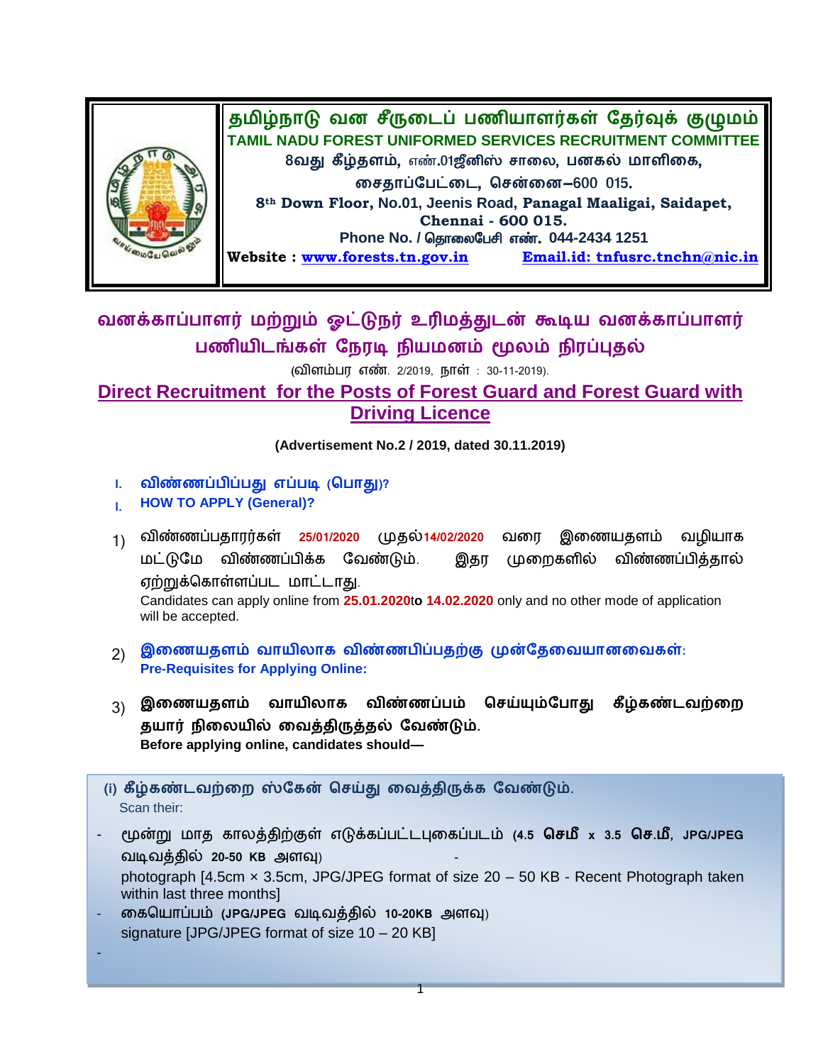| | தமிழ்நாடு வன சீருடைப் பணியாளர்கள் தேர்வுக் குழுமம்<br>**TAMIL NADU FOREST UNIFORMED SERVICES RECRUITMENT COMMITTEE**<br>8வது கீழ்தளம், எண்.01ஜீனிஸ் சாலை, பனகல் மாளிகை,<br>சைதாப்பேட்டை, சென்னை–600 015.<br>**8th Down Floor, No.01, Jeenis Road, Panagal Maaligai, Saidapet, Chennai - 600 015.**<br>Phone No. / தொலைபேசி எண். 044-2434 1251<br>**Website : www.forests.tn.gov.in Email.id: tnfusrc.tnchn@nic.in** |
|---|---|

# வனக்காப்பாளர் மற்றும் ஓட்டுநர் உரிமத்துடன் கூடிய வனக்காப்பாளர் பணியிடங்கள் நேரடி நியமனம் மூலம் நிரப்புதல்

(விளம்பர எண். 2/2019, நாள் : 30-11-2019).

# Direct Recruitment for the Posts of Forest Guard and Forest Guard with Driving Licence

**(Advertisement No.2 / 2019, dated 30.11.2019)**

## I. விண்ணப்பிப்பது எப்படி (பொது)?
## I. HOW TO APPLY (General)?

1) விண்ணப்பதாரர்கள் **25/01/2020** முதல் **14/02/2020** வரை இணையதளம் வழியாக மட்டுமே விண்ணப்பிக்க வேண்டும். இதர முறைகளில் விண்ணப்பித்தால் ஏற்றுக்கொள்ளப்பட மாட்டாது.
   Candidates can apply online from **25.01.2020** to **14.02.2020** only and no other mode of application will be accepted.

2) **இணையதளம் வாயிலாக விண்ணபிப்பதற்கு முன்தேவையானவைகள்:**
   **Pre-Requisites for Applying Online:**

3) **இணையதளம் வாயிலாக விண்ணப்பம் செய்யும்போது கீழ்கண்டவற்றை தயார் நிலையில் வைத்திருத்தல் வேண்டும்.**
   **Before applying online, candidates should—**

**(i) கீழ்கண்டவற்றை ஸ்கேன் செய்து வைத்திருக்க வேண்டும்.**
Scan their:

- மூன்று மாத காலத்திற்குள் எடுக்கப்பட்டபுகைப்படம் (**4.5 செமீ x 3.5 செ.மீ, JPG/JPEG** வடிவத்தில் **20-50 KB** அளவு) -
  photograph [4.5cm × 3.5cm, JPG/JPEG format of size 20 – 50 KB - Recent Photograph taken within last three months]
- **கையொப்பம்** (**JPG/JPEG** வடிவத்தில் **10-20KB** அளவு)
  signature [JPG/JPEG format of size 10 – 20 KB]
-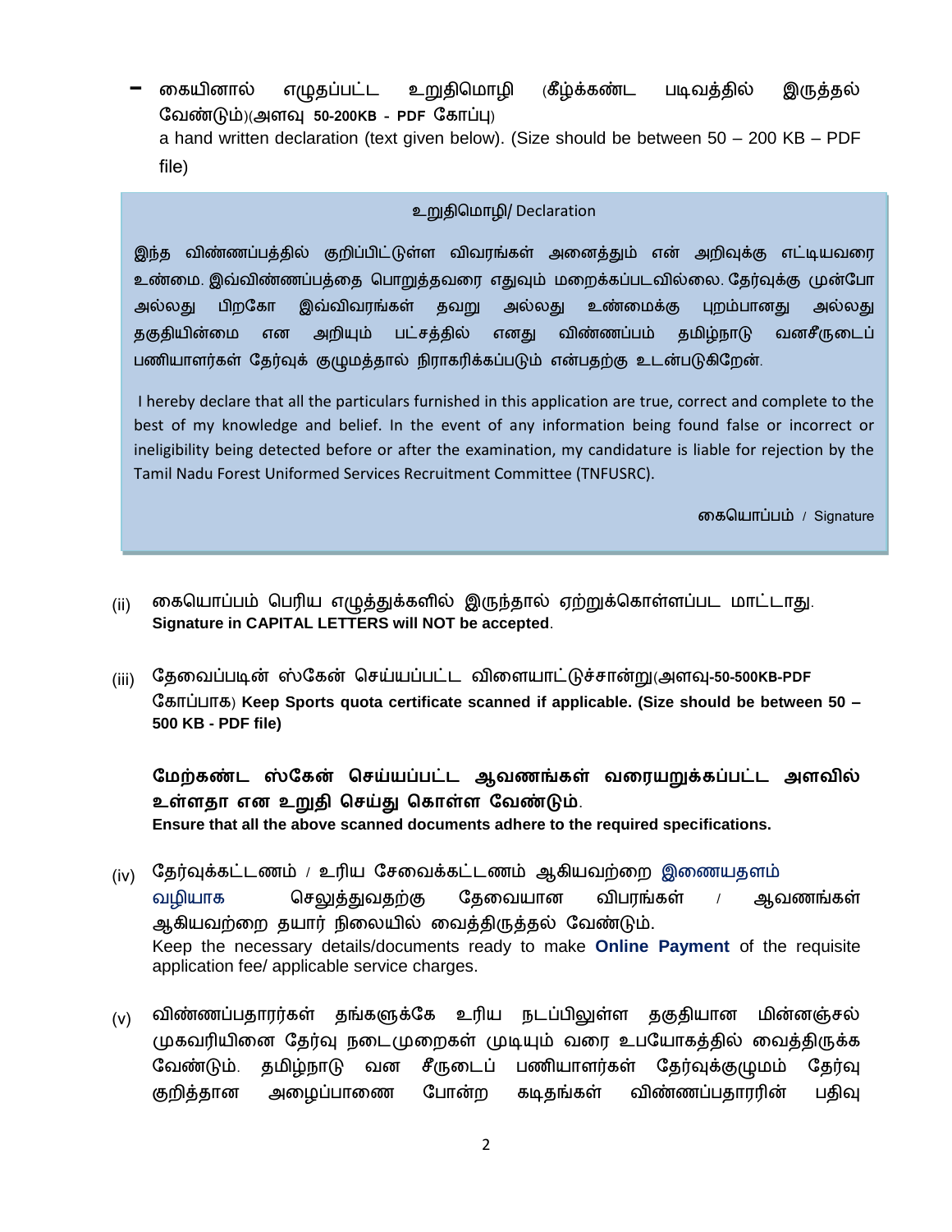- கையினால் எழுதப்பட்ட உறுதிமொழி (கீழ்க்கண்ட படிவத்தில் இருத்தல் வேண்டும்)(அளவு **50-200KB - PDF** கோப்பு)
  a hand written declaration (text given below). (Size should be between 50 – 200 KB – PDF file)

> உறுதிமொழி/ Declaration
>
> இந்த விண்ணப்பத்தில் குறிப்பிட்டுள்ள விவரங்கள் அனைத்தும் என் அறிவுக்கு எட்டியவரை உண்மை. இவ்விண்ணப்பத்தை பொறுத்தவரை எதுவும் மறைக்கப்படவில்லை. தேர்வுக்கு முன்போ அல்லது பிறகோ இவ்விவரங்கள் தவறு அல்லது உண்மைக்கு புறம்பானது அல்லது தகுதியின்மை என அறியும் பட்சத்தில் எனது விண்ணப்பம் தமிழ்நாடு வனசீருடைப் பணியாளர்கள் தேர்வுக் குழுமத்தால் நிராகரிக்கப்படும் என்பதற்கு உடன்படுகிறேன்.
>
> I hereby declare that all the particulars furnished in this application are true, correct and complete to the best of my knowledge and belief. In the event of any information being found false or incorrect or ineligibility being detected before or after the examination, my candidature is liable for rejection by the Tamil Nadu Forest Uniformed Services Recruitment Committee (TNFUSRC).
>
> கையொப்பம் / Signature

(ii) கையொப்பம் பெரிய எழுத்துக்களில் இருந்தால் ஏற்றுக்கொள்ளப்பட மாட்டாது.
**Signature in CAPITAL LETTERS will NOT be accepted**.

(iii) தேவைப்படின் ஸ்கேன் செய்யப்பட்ட விளையாட்டுச்சான்று(அளவு-**50-500KB-PDF** கோப்பாக) **Keep Sports quota certificate scanned if applicable. (Size should be between 50 – 500 KB - PDF file)**

**மேற்கண்ட ஸ்கேன் செய்யப்பட்ட ஆவணங்கள் வரையறுக்கப்பட்ட அளவில் உள்ளதா என உறுதி செய்து கொள்ள வேண்டும்.**
**Ensure that all the above scanned documents adhere to the required specifications.**

(iv) தேர்வுக்கட்டணம் / உரிய சேவைக்கட்டணம் ஆகியவற்றை இணையதளம் வழியாக செலுத்துவதற்கு தேவையான விபரங்கள் / ஆவணங்கள் ஆகியவற்றை தயார் நிலையில் வைத்திருத்தல் வேண்டும்.
Keep the necessary details/documents ready to make **Online Payment** of the requisite application fee/ applicable service charges.

(v) விண்ணப்பதாரர்கள் தங்களுக்கே உரிய நடப்பிலுள்ள தகுதியான மின்னஞ்சல் முகவரியினை தேர்வு நடைமுறைகள் முடியும் வரை உபயோகத்தில் வைத்திருக்க வேண்டும். தமிழ்நாடு வன சீருடைப் பணியாளர்கள் தேர்வுக்குழுமம் தேர்வு குறித்தான அழைப்பாணை போன்ற கடிதங்கள் விண்ணப்பதாரரின் பதிவு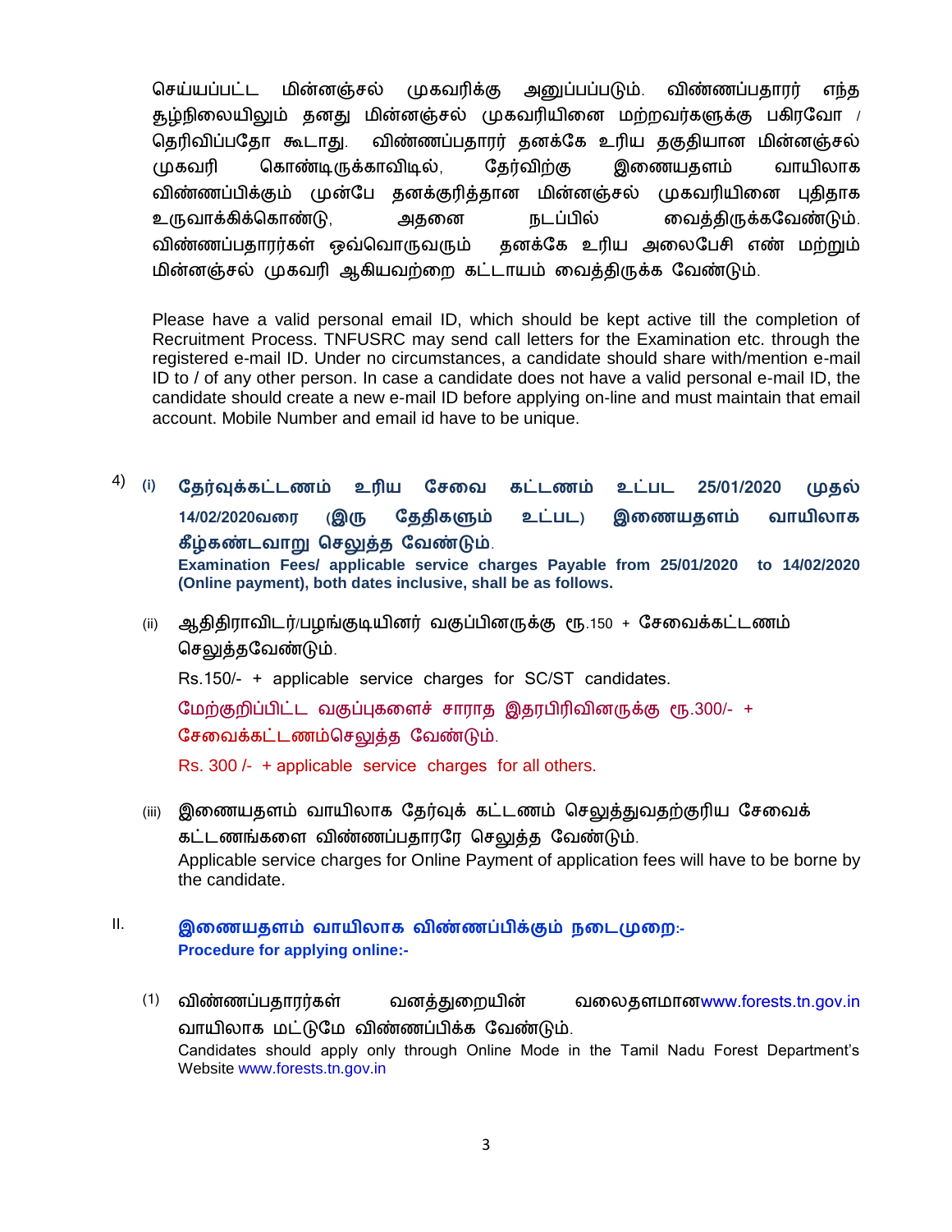செய்யப்பட்ட மின்னஞ்சல் முகவரிக்கு அனுப்பப்படும். விண்ணப்பதாரர் எந்த சூழ்நிலையிலும் தனது மின்னஞ்சல் முகவரியினை மற்றவர்களுக்கு பகிரவோ / தெரிவிப்பதோ கூடாது. விண்ணப்பதாரர் தனக்கே உரிய தகுதியான மின்னஞ்சல் முகவரி கொண்டிருக்காவிடில், தேர்விற்கு இணையதளம் வாயிலாக விண்ணப்பிக்கும் முன்பே தனக்குரித்தான மின்னஞ்சல் முகவரியினை புதிதாக உருவாக்கிக்கொண்டு, அதனை நடப்பில் வைத்திருக்கவேண்டும். விண்ணப்பதாரர்கள் ஒவ்வொருவரும் தனக்கே உரிய அலைபேசி எண் மற்றும் மின்னஞ்சல் முகவரி ஆகியவற்றை கட்டாயம் வைத்திருக்க வேண்டும்.

Please have a valid personal email ID, which should be kept active till the completion of Recruitment Process. TNFUSRC may send call letters for the Examination etc. through the registered e-mail ID. Under no circumstances, a candidate should share with/mention e-mail ID to / of any other person. In case a candidate does not have a valid personal e-mail ID, the candidate should create a new e-mail ID before applying on-line and must maintain that email account. Mobile Number and email id have to be unique.

4) (i) **தேர்வுக்கட்டணம் உரிய சேவை கட்டணம் உட்பட 25/01/2020 முதல் 14/02/2020வரை (இரு தேதிகளும் உட்பட) இணையதளம் வாயிலாக கீழ்கண்டவாறு செலுத்த வேண்டும்.**
**Examination Fees/ applicable service charges Payable from 25/01/2020 to 14/02/2020 (Online payment), both dates inclusive, shall be as follows.**

(ii) ஆதிதிராவிடர்/பழங்குடியினர் வகுப்பினருக்கு ரூ.150 + சேவைக்கட்டணம் செலுத்தவேண்டும்.

Rs.150/- + applicable service charges for SC/ST candidates.

மேற்குறிப்பிட்ட வகுப்புகளைச் சாராத இதரபிரிவினருக்கு ரூ.300/- + சேவைக்கட்டணம்செலுத்த வேண்டும்.

Rs. 300 /- + applicable service charges for all others.

(iii) இணையதளம் வாயிலாக தேர்வுக் கட்டணம் செலுத்துவதற்குரிய சேவைக் கட்டணங்களை விண்ணப்பதாரரே செலுத்த வேண்டும்.
Applicable service charges for Online Payment of application fees will have to be borne by the candidate.

## II. இணையதளம் வாயிலாக விண்ணப்பிக்கும் நடைமுறை:-
**Procedure for applying online:-**

(1) விண்ணப்பதாரர்கள் வனத்துறையின் வலைதளமானwww.forests.tn.gov.in வாயிலாக மட்டுமே விண்ணப்பிக்க வேண்டும்.
Candidates should apply only through Online Mode in the Tamil Nadu Forest Department's Website www.forests.tn.gov.in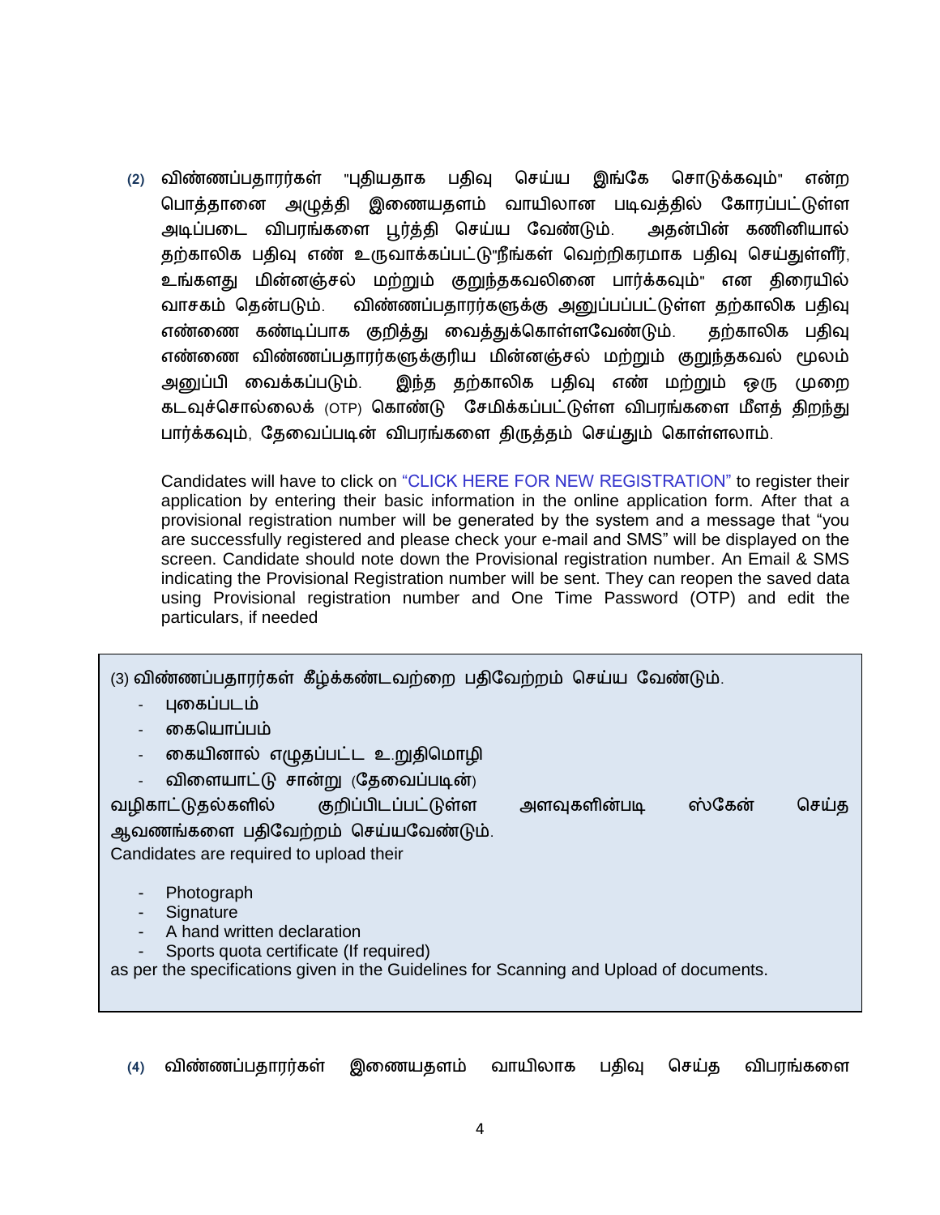**(2)** விண்ணப்பதாரர்கள் "புதியதாக பதிவு செய்ய இங்கே சொடுக்கவும்" என்ற பொத்தானை அழுத்தி இணையதளம் வாயிலான படிவத்தில் கோரப்பட்டுள்ள அடிப்படை விபரங்களை பூர்த்தி செய்ய வேண்டும். அதன்பின் கணினியால் தற்காலிக பதிவு எண் உருவாக்கப்பட்டு"நீங்கள் வெற்றிகரமாக பதிவு செய்துள்ளீர், உங்களது மின்னஞ்சல் மற்றும் குறுந்தகவலினை பார்க்கவும்" என திரையில் வாசகம் தென்படும். விண்ணப்பதாரர்களுக்கு அனுப்பப்பட்டுள்ள தற்காலிக பதிவு எண்ணை கண்டிப்பாக குறித்து வைத்துக்கொள்ளவேண்டும். தற்காலிக பதிவு எண்ணை விண்ணப்பதாரர்களுக்குரிய மின்னஞ்சல் மற்றும் குறுந்தகவல் மூலம் அனுப்பி வைக்கப்படும். இந்த தற்காலிக பதிவு எண் மற்றும் ஒரு முறை கடவுச்சொல்லைக் (OTP) கொண்டு சேமிக்கப்பட்டுள்ள விபரங்களை மீளத் திறந்து பார்க்கவும், தேவைப்படின் விபரங்களை திருத்தம் செய்தும் கொள்ளலாம்.

Candidates will have to click on "CLICK HERE FOR NEW REGISTRATION" to register their application by entering their basic information in the online application form. After that a provisional registration number will be generated by the system and a message that "you are successfully registered and please check your e-mail and SMS" will be displayed on the screen. Candidate should note down the Provisional registration number. An Email & SMS indicating the Provisional Registration number will be sent. They can reopen the saved data using Provisional registration number and One Time Password (OTP) and edit the particulars, if needed

(3) விண்ணப்பதாரர்கள் கீழ்க்கண்டவற்றை பதிவேற்றம் செய்ய வேண்டும்.

- புகைப்படம்
- கையொப்பம்
- கையினால் எழுதப்பட்ட உறுதிமொழி
- விளையாட்டு சான்று (தேவைப்படின்)

வழிகாட்டுதல்களில் குறிப்பிடப்பட்டுள்ள அளவுகளின்படி ஸ்கேன் செய்த ஆவணங்களை பதிவேற்றம் செய்யவேண்டும்.

Candidates are required to upload their

- Photograph
- Signature
- A hand written declaration
- Sports quota certificate (If required)

as per the specifications given in the Guidelines for Scanning and Upload of documents.

**(4)** விண்ணப்பதாரர்கள் இணையதளம் வாயிலாக பதிவு செய்த விபரங்களை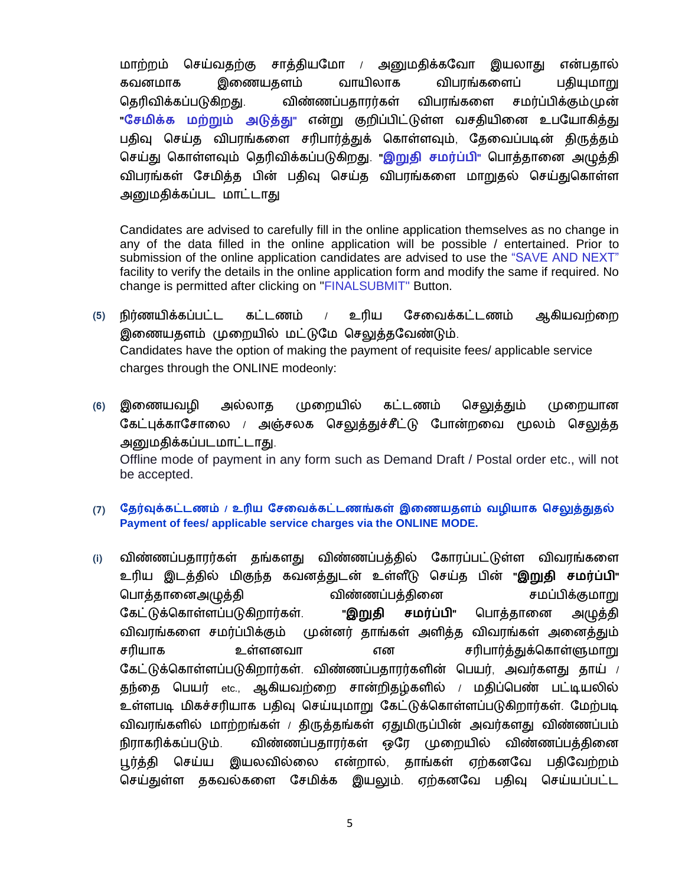மாற்றம் செய்வதற்கு சாத்தியமோ / அனுமதிக்கவோ இயலாது என்பதால் கவனமாக இணையதளம் வாயிலாக விபரங்களைப் பதியுமாறு தெரிவிக்கப்படுகிறது. விண்ணப்பதாரர்கள் விபரங்களை சமர்ப்பிக்கும்முன் "**சேமிக்க மற்றும் அடுத்து**" என்று குறிப்பிட்டுள்ள வசதியினை உபயோகித்து பதிவு செய்த விபரங்களை சரிபார்த்துக் கொள்ளவும், தேவைப்படின் திருத்தம் செய்து கொள்ளவும் தெரிவிக்கப்படுகிறது. "**இறுதி சமர்ப்பி**" பொத்தானை அழுத்தி விபரங்கள் சேமித்த பின் பதிவு செய்த விபரங்களை மாறுதல் செய்துகொள்ள அனுமதிக்கப்பட மாட்டாது

Candidates are advised to carefully fill in the online application themselves as no change in any of the data filled in the online application will be possible / entertained. Prior to submission of the online application candidates are advised to use the "SAVE AND NEXT" facility to verify the details in the online application form and modify the same if required. No change is permitted after clicking on "FINALSUBMIT" Button.

**(5)** நிர்ணயிக்கப்பட்ட கட்டணம் / உரிய சேவைக்கட்டணம் ஆகியவற்றை இணையதளம் முறையில் மட்டுமே செலுத்தவேண்டும்.
Candidates have the option of making the payment of requisite fees/ applicable service charges through the ONLINE modeonly:

**(6)** இணையவழி அல்லாத முறையில் கட்டணம் செலுத்தும் முறையான கேட்புக்காசோலை / அஞ்சலக செலுத்துச்சீட்டு போன்றவை மூலம் செலுத்த அனுமதிக்கப்படமாட்டாது.
Offline mode of payment in any form such as Demand Draft / Postal order etc., will not be accepted.

**(7) தேர்வுக்கட்டணம் / உரிய சேவைக்கட்டணங்கள் இணையதளம் வழியாக செலுத்துதல்**
**Payment of fees/ applicable service charges via the ONLINE MODE.**

**(i)** விண்ணப்பதாரர்கள் தங்களது விண்ணப்பத்தில் கோரப்பட்டுள்ள விவரங்களை உரிய இடத்தில் மிகுந்த கவனத்துடன் உள்ளீடு செய்த பின் "**இறுதி சமர்ப்பி**" பொத்தானைஅழுத்தி விண்ணப்பத்தினை சமப்பிக்குமாறு கேட்டுக்கொள்ளப்படுகிறார்கள். "**இறுதி சமர்ப்பி**" பொத்தானை அழுத்தி விவரங்களை சமர்ப்பிக்கும் முன்னர் தாங்கள் அளித்த விவரங்கள் அனைத்தும் சரியாக உள்ளனவா என சரிபார்த்துக்கொள்ளுமாறு கேட்டுக்கொள்ளப்படுகிறார்கள். விண்ணப்பதாரர்களின் பெயர், அவர்களது தாய் / தந்தை பெயர் etc., ஆகியவற்றை சான்றிதழ்களில் / மதிப்பெண் பட்டியலில் உள்ளபடி மிகச்சரியாக பதிவு செய்யுமாறு கேட்டுக்கொள்ளப்படுகிறார்கள். மேற்படி விவரங்களில் மாற்றங்கள் / திருத்தங்கள் ஏதுமிருப்பின் அவர்களது விண்ணப்பம் நிராகரிக்கப்படும். விண்ணப்பதாரர்கள் ஒரே முறையில் விண்ணப்பத்தினை பூர்த்தி செய்ய இயலவில்லை என்றால், தாங்கள் ஏற்கனவே பதிவேற்றம் செய்துள்ள தகவல்களை சேமிக்க இயலும். ஏற்கனவே பதிவு செய்யப்பட்ட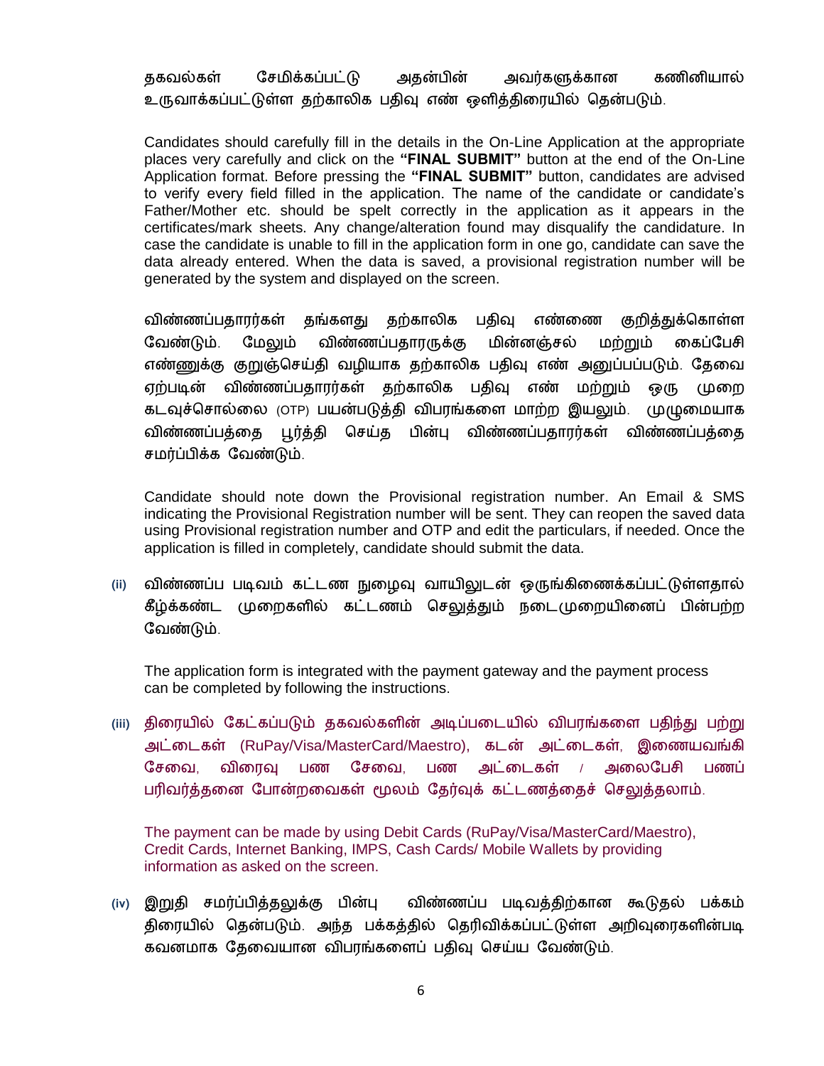தகவல்கள் சேமிக்கப்பட்டு அதன்பின் அவர்களுக்கான கணினியால் உருவாக்கப்பட்டுள்ள தற்காலிக பதிவு எண் ஒளித்திரையில் தென்படும்.

Candidates should carefully fill in the details in the On-Line Application at the appropriate places very carefully and click on the **"FINAL SUBMIT"** button at the end of the On-Line Application format. Before pressing the **"FINAL SUBMIT"** button, candidates are advised to verify every field filled in the application. The name of the candidate or candidate's Father/Mother etc. should be spelt correctly in the application as it appears in the certificates/mark sheets. Any change/alteration found may disqualify the candidature. In case the candidate is unable to fill in the application form in one go, candidate can save the data already entered. When the data is saved, a provisional registration number will be generated by the system and displayed on the screen.

விண்ணப்பதாரர்கள் தங்களது தற்காலிக பதிவு எண்ணை குறித்துக்கொள்ள வேண்டும். மேலும் விண்ணப்பதாரருக்கு மின்னஞ்சல் மற்றும் கைப்பேசி எண்ணுக்கு குறுஞ்செய்தி வழியாக தற்காலிக பதிவு எண் அனுப்பப்படும். தேவை ஏற்படின் விண்ணப்பதாரர்கள் தற்காலிக பதிவு எண் மற்றும் ஒரு முறை கடவுச்சொல்லை (OTP) பயன்படுத்தி விபரங்களை மாற்ற இயலும். முழுமையாக விண்ணப்பத்தை பூர்த்தி செய்த பின்பு விண்ணப்பதாரர்கள் விண்ணப்பத்தை சமர்ப்பிக்க வேண்டும்.

Candidate should note down the Provisional registration number. An Email & SMS indicating the Provisional Registration number will be sent. They can reopen the saved data using Provisional registration number and OTP and edit the particulars, if needed. Once the application is filled in completely, candidate should submit the data.

(ii) விண்ணப்ப படிவம் கட்டண நுழைவு வாயிலுடன் ஒருங்கிணைக்கப்பட்டுள்ளதால் கீழ்க்கண்ட முறைகளில் கட்டணம் செலுத்தும் நடைமுறையினைப் பின்பற்ற வேண்டும்.

The application form is integrated with the payment gateway and the payment process can be completed by following the instructions.

(iii) திரையில் கேட்கப்படும் தகவல்களின் அடிப்படையில் விபரங்களை பதிந்து பற்று அட்டைகள் (RuPay/Visa/MasterCard/Maestro), கடன் அட்டைகள், இணையவங்கி சேவை, விரைவு பண சேவை, பண அட்டைகள் / அலைபேசி பணப் பரிவர்த்தனை போன்றவைகள் மூலம் தேர்வுக் கட்டணத்தைச் செலுத்தலாம்.

The payment can be made by using Debit Cards (RuPay/Visa/MasterCard/Maestro), Credit Cards, Internet Banking, IMPS, Cash Cards/ Mobile Wallets by providing information as asked on the screen.

(iv) இறுதி சமர்ப்பித்தலுக்கு பின்பு விண்ணப்ப படிவத்திற்கான கூடுதல் பக்கம் திரையில் தென்படும். அந்த பக்கத்தில் தெரிவிக்கப்பட்டுள்ள அறிவுரைகளின்படி கவனமாக தேவையான விபரங்களைப் பதிவு செய்ய வேண்டும்.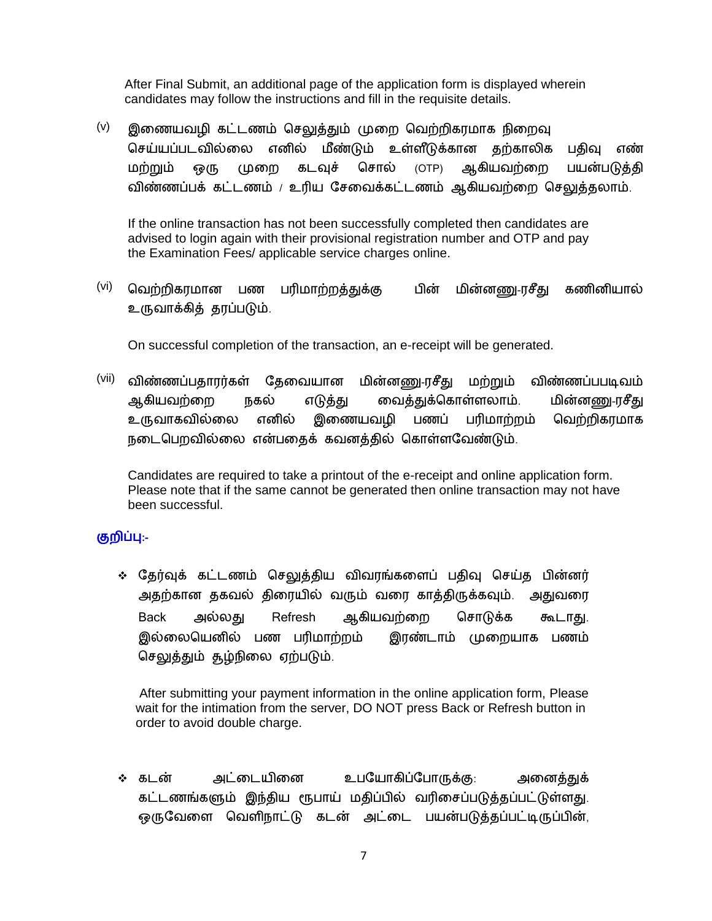After Final Submit, an additional page of the application form is displayed wherein candidates may follow the instructions and fill in the requisite details.

(v) இணையவழி கட்டணம் செலுத்தும் முறை வெற்றிகரமாக நிறைவு செய்யப்படவில்லை எனில் மீண்டும் உள்ளீடுக்கான தற்காலிக பதிவு எண் மற்றும் ஒரு முறை கடவுச் சொல் (OTP) ஆகியவற்றை பயன்படுத்தி விண்ணப்பக் கட்டணம் / உரிய சேவைக்கட்டணம் ஆகியவற்றை செலுத்தலாம்.

If the online transaction has not been successfully completed then candidates are advised to login again with their provisional registration number and OTP and pay the Examination Fees/ applicable service charges online.

(vi) வெற்றிகரமான பண பரிமாற்றத்துக்கு பின் மின்னணு-ரசீது கணினியால் உருவாக்கித் தரப்படும்.

On successful completion of the transaction, an e-receipt will be generated.

(vii) விண்ணப்பதாரர்கள் தேவையான மின்னணு-ரசீது மற்றும் விண்ணப்பபடிவம் ஆகியவற்றை நகல் எடுத்து வைத்துக்கொள்ளலாம். மின்னணு-ரசீது உருவாகவில்லை எனில் இணையவழி பணப் பரிமாற்றம் வெற்றிகரமாக நடைபெறவில்லை என்பதைக் கவனத்தில் கொள்ளவேண்டும்.

Candidates are required to take a printout of the e-receipt and online application form. Please note that if the same cannot be generated then online transaction may not have been successful.

**குறிப்பு:-**

- தேர்வுக் கட்டணம் செலுத்திய விவரங்களைப் பதிவு செய்த பின்னர் அதற்கான தகவல் திரையில் வரும் வரை காத்திருக்கவும். அதுவரை Back அல்லது Refresh ஆகியவற்றை சொடுக்க கூடாது. இல்லையெனில் பண பரிமாற்றம் இரண்டாம் முறையாக பணம் செலுத்தும் சூழ்நிலை ஏற்படும்.

  After submitting your payment information in the online application form, Please wait for the intimation from the server, DO NOT press Back or Refresh button in order to avoid double charge.

- கடன் அட்டையினை உபயோகிப்போருக்கு: அனைத்துக் கட்டணங்களும் இந்திய ரூபாய் மதிப்பில் வரிசைப்படுத்தப்பட்டுள்ளது. ஒருவேளை வெளிநாட்டு கடன் அட்டை பயன்படுத்தப்பட்டிருப்பின்,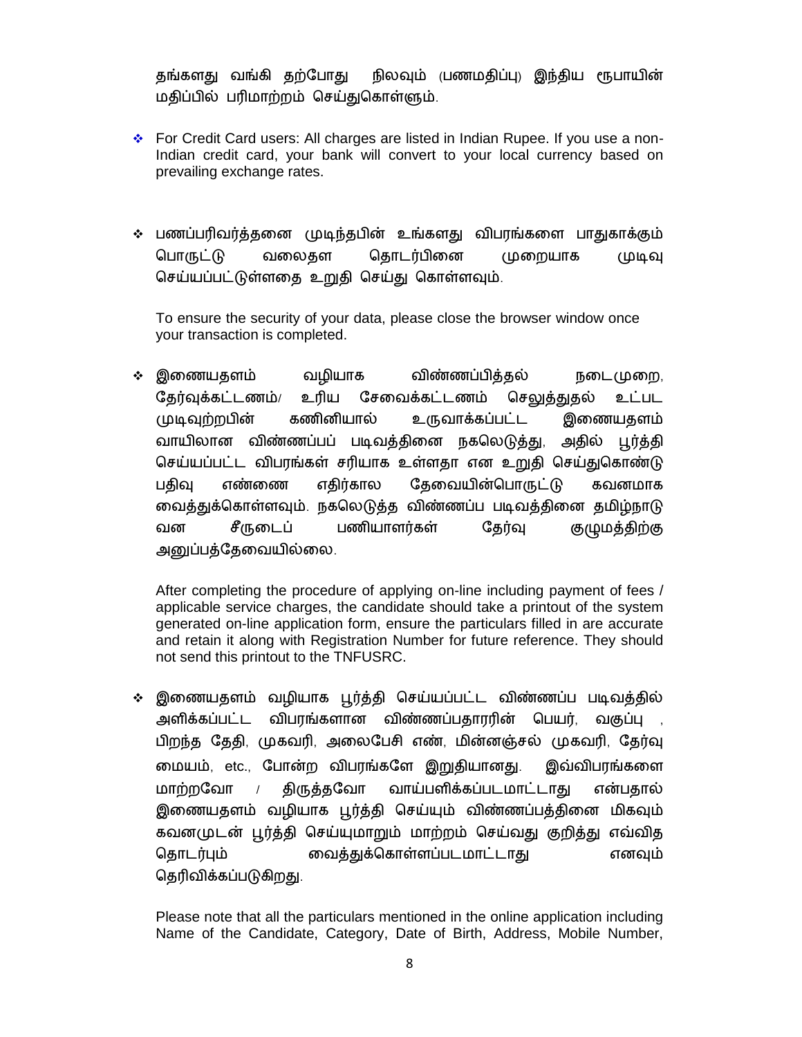தங்களது வங்கி தற்போது நிலவும் (பணமதிப்பு) இந்திய ரூபாயின் மதிப்பில் பரிமாற்றம் செய்துகொள்ளும்.

- For Credit Card users: All charges are listed in Indian Rupee. If you use a non-Indian credit card, your bank will convert to your local currency based on prevailing exchange rates.

- பணப்பரிவர்த்தனை முடிந்தபின் உங்களது விபரங்களை பாதுகாக்கும் பொருட்டு வலைதள தொடர்பினை முறையாக முடிவு செய்யப்பட்டுள்ளதை உறுதி செய்து கொள்ளவும்.

  To ensure the security of your data, please close the browser window once your transaction is completed.

- இணையதளம் வழியாக விண்ணப்பித்தல் நடைமுறை, தேர்வுக்கட்டணம்/ உரிய சேவைக்கட்டணம் செலுத்துதல் உட்பட முடிவுற்றபின் கணினியால் உருவாக்கப்பட்ட இணையதளம் வாயிலான விண்ணப்பப் படிவத்தினை நகலெடுத்து, அதில் பூர்த்தி செய்யப்பட்ட விபரங்கள் சரியாக உள்ளதா என உறுதி செய்துகொண்டு பதிவு எண்ணை எதிர்கால தேவையின்பொருட்டு கவனமாக வைத்துக்கொள்ளவும். நகலெடுத்த விண்ணப்ப படிவத்தினை தமிழ்நாடு வன சீருடைப் பணியாளர்கள் தேர்வு குழுமத்திற்கு அனுப்பத்தேவையில்லை.

  After completing the procedure of applying on-line including payment of fees / applicable service charges, the candidate should take a printout of the system generated on-line application form, ensure the particulars filled in are accurate and retain it along with Registration Number for future reference. They should not send this printout to the TNFUSRC.

- இணையதளம் வழியாக பூர்த்தி செய்யப்பட்ட விண்ணப்ப படிவத்தில் அளிக்கப்பட்ட விபரங்களான விண்ணப்பதாரரின் பெயர், வகுப்பு , பிறந்த தேதி, முகவரி, அலைபேசி எண், மின்னஞ்சல் முகவரி, தேர்வு மையம், etc., போன்ற விபரங்களே இறுதியானது. இவ்விபரங்களை மாற்றவோ / திருத்தவோ வாய்பளிக்கப்படமாட்டாது என்பதால் இணையதளம் வழியாக பூர்த்தி செய்யும் விண்ணப்பத்தினை மிகவும் கவனமுடன் பூர்த்தி செய்யுமாறும் மாற்றம் செய்வது குறித்து எவ்வித தொடர்பும் வைத்துக்கொள்ளப்படமாட்டாது எனவும் தெரிவிக்கப்படுகிறது.

  Please note that all the particulars mentioned in the online application including Name of the Candidate, Category, Date of Birth, Address, Mobile Number,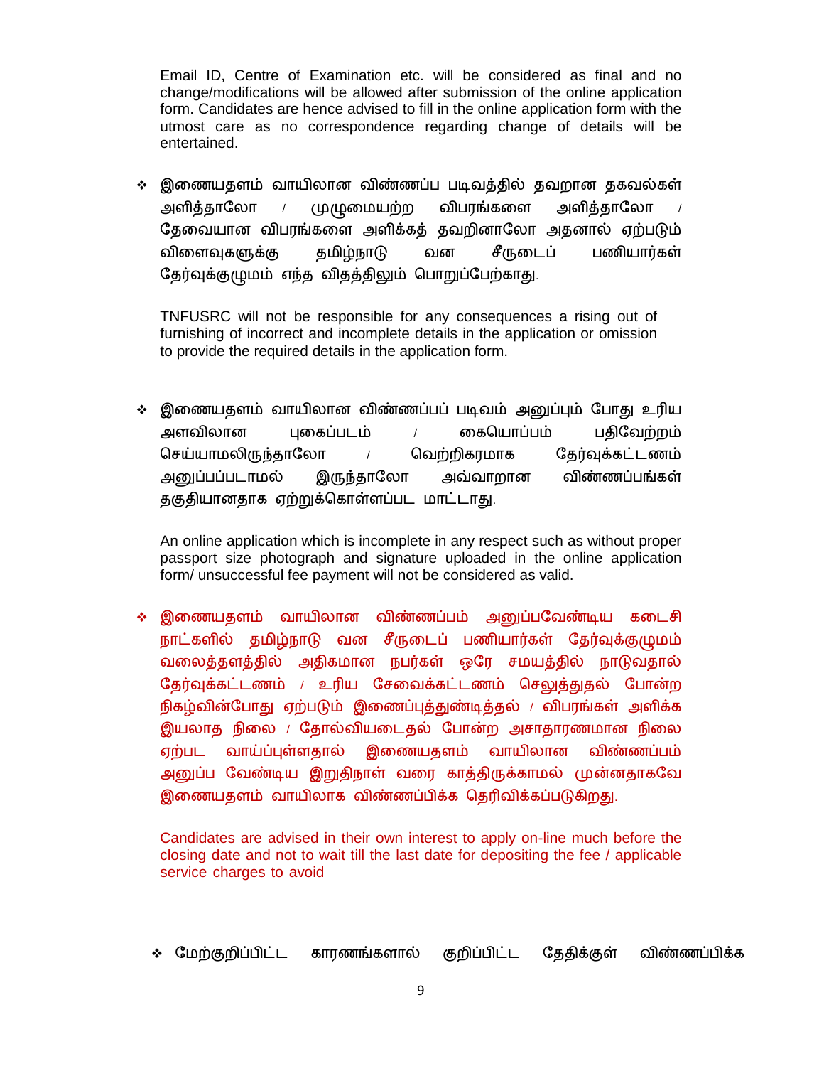Email ID, Centre of Examination etc. will be considered as final and no change/modifications will be allowed after submission of the online application form. Candidates are hence advised to fill in the online application form with the utmost care as no correspondence regarding change of details will be entertained.

- இணையதளம் வாயிலான விண்ணப்ப படிவத்தில் தவறான தகவல்கள் அளித்தாலோ / முழுமையற்ற விபரங்களை அளித்தாலோ / தேவையான விபரங்களை அளிக்கத் தவறினாலோ அதனால் ஏற்படும் விளைவுகளுக்கு தமிழ்நாடு வன சீருடைப் பணியார்கள் தேர்வுக்குழுமம் எந்த விதத்திலும் பொறுப்பேற்காது.

  TNFUSRC will not be responsible for any consequences a rising out of furnishing of incorrect and incomplete details in the application or omission to provide the required details in the application form.

- இணையதளம் வாயிலான விண்ணப்பப் படிவம் அனுப்பும் போது உரிய அளவிலான புகைப்படம் / கையொப்பம் பதிவேற்றம் செய்யாமலிருந்தாலோ / வெற்றிகரமாக தேர்வுக்கட்டணம் அனுப்பப்படாமல் இருந்தாலோ அவ்வாறான விண்ணப்பங்கள் தகுதியானதாக ஏற்றுக்கொள்ளப்பட மாட்டாது.

  An online application which is incomplete in any respect such as without proper passport size photograph and signature uploaded in the online application form/ unsuccessful fee payment will not be considered as valid.

- இணையதளம் வாயிலான விண்ணப்பம் அனுப்பவேண்டிய கடைசி நாட்களில் தமிழ்நாடு வன சீருடைப் பணியார்கள் தேர்வுக்குழுமம் வலைத்தளத்தில் அதிகமான நபர்கள் ஒரே சமயத்தில் நாடுவதால் தேர்வுக்கட்டணம் / உரிய சேவைக்கட்டணம் செலுத்துதல் போன்ற நிகழ்வின்போது ஏற்படும் இணைப்புத்துண்டித்தல் / விபரங்கள் அளிக்க இயலாத நிலை / தோல்வியடைதல் போன்ற அசாதாரணமான நிலை ஏற்பட வாய்ப்புள்ளதால் இணையதளம் வாயிலான விண்ணப்பம் அனுப்ப வேண்டிய இறுதிநாள் வரை காத்திருக்காமல் முன்னதாகவே இணையதளம் வாயிலாக விண்ணப்பிக்க தெரிவிக்கப்படுகிறது.

  Candidates are advised in their own interest to apply on-line much before the closing date and not to wait till the last date for depositing the fee / applicable service charges to avoid

- மேற்குறிப்பிட்ட காரணங்களால் குறிப்பிட்ட தேதிக்குள் விண்ணப்பிக்க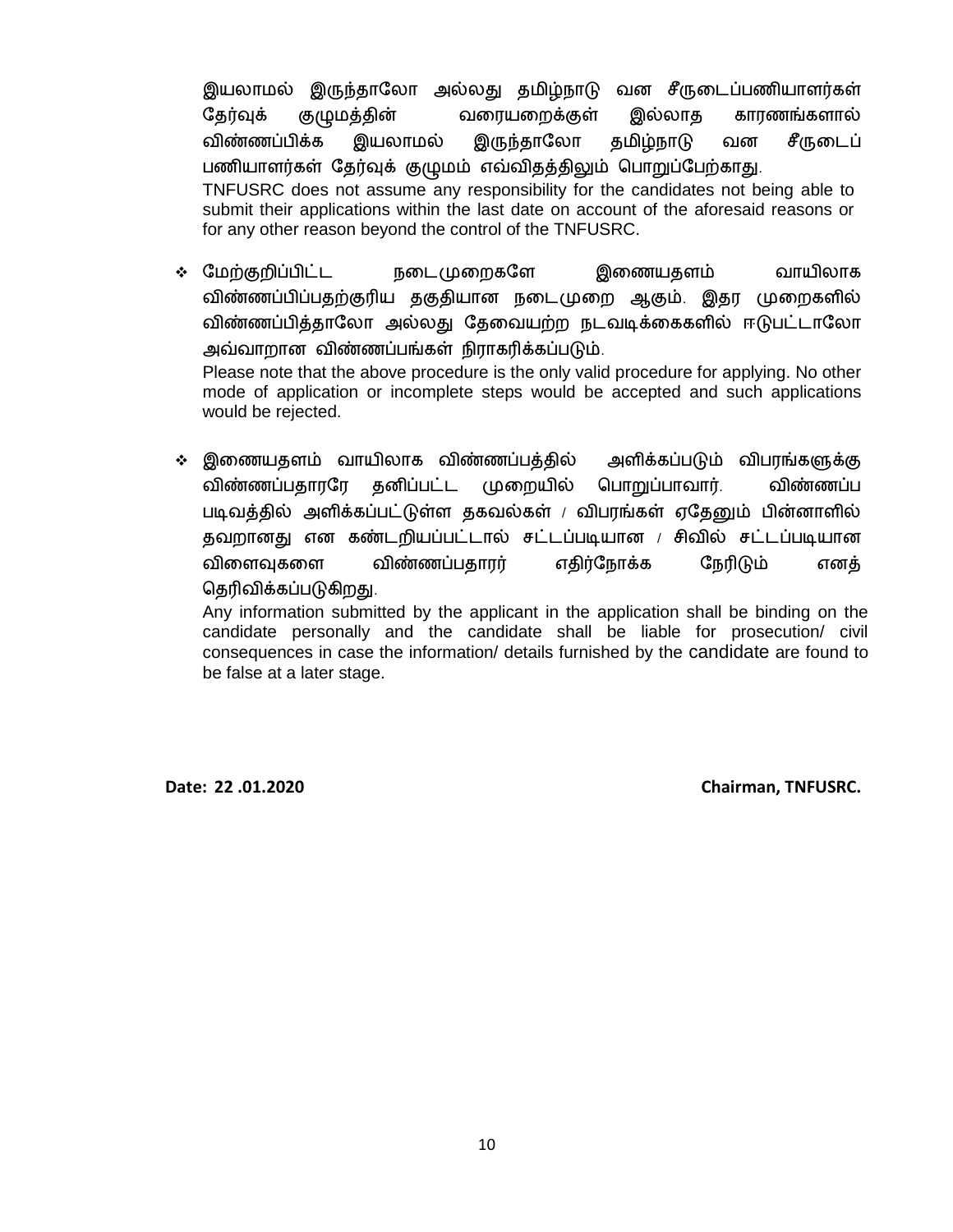இயலாமல் இருந்தாலோ அல்லது தமிழ்நாடு வன சீருடைப்பணியாளர்கள் தேர்வுக் குழுமத்தின் வரையறைக்குள் இல்லாத காரணங்களால் விண்ணப்பிக்க இயலாமல் இருந்தாலோ தமிழ்நாடு வன சீருடைப் பணியாளர்கள் தேர்வுக் குழுமம் எவ்விதத்திலும் பொறுப்பேற்காது.

TNFUSRC does not assume any responsibility for the candidates not being able to submit their applications within the last date on account of the aforesaid reasons or for any other reason beyond the control of the TNFUSRC.

- மேற்குறிப்பிட்ட நடைமுறைகளே இணையதளம் வாயிலாக விண்ணப்பிப்பதற்குரிய தகுதியான நடைமுறை ஆகும். இதர முறைகளில் விண்ணப்பித்தாலோ அல்லது தேவையற்ற நடவடிக்கைகளில் ஈடுபட்டாலோ அவ்வாறான விண்ணப்பங்கள் நிராகரிக்கப்படும்.

  Please note that the above procedure is the only valid procedure for applying. No other mode of application or incomplete steps would be accepted and such applications would be rejected.

- இணையதளம் வாயிலாக விண்ணப்பத்தில் அளிக்கப்படும் விபரங்களுக்கு விண்ணப்பதாரரே தனிப்பட்ட முறையில் பொறுப்பாவார். விண்ணப்ப படிவத்தில் அளிக்கப்பட்டுள்ள தகவல்கள் / விபரங்கள் ஏதேனும் பின்னாளில் தவறானது என கண்டறியப்பட்டால் சட்டப்படியான / சிவில் சட்டப்படியான விளைவுகளை விண்ணப்பதாரர் எதிர்நோக்க நேரிடும் எனத் தெரிவிக்கப்படுகிறது.

  Any information submitted by the applicant in the application shall be binding on the candidate personally and the candidate shall be liable for prosecution/ civil consequences in case the information/ details furnished by the candidate are found to be false at a later stage.

**Date: 22 .01.2020** **Chairman, TNFUSRC.**